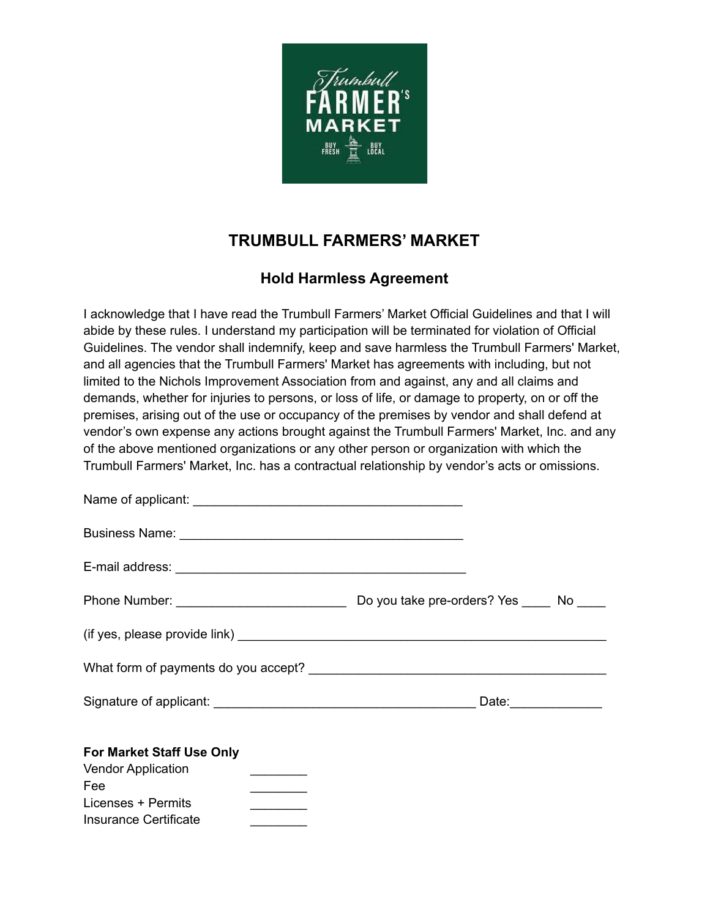# TRUMBULL FARMERS' MARKET

## Hold Harmless Agreement

I acknowledge that I have read the Trumbull Farmers' Market Official Guidelines and that I will abide by these rules. I understand my participation will be terminated for violation of Official Guidelines. The vendor shall indemnify, keep and save harmless the Trumbull Farmers' Market, and all agencies that the Trumbull Farmers' Market has agreements with including, but not limited to the Nichols Improvement Association from and against, any and all claims and demands, whether for injuries to persons, or loss of life, or damage to property, on or off the premises, arising out of the use or occupancy of the premises by vendor and shall defend at vendor's own expense any actions brought against the Trumbull Farmers' Market, Inc. and any of the above mentioned organizations or any other person or organization with which the Trumbull Farmers' Market, Inc. has a contractual relationship by vendor's acts or omissions.

Name of applicant: ________________________________________

Business Name: __________________________________________

E-mail address: ___________________________________________

Phone Number: _________________________ Do you take pre-orders? Yes ____ No ____

(if yes, please provide link) ___________________________________________________

What form of payments do you accept? ____________________________________________

Signature of applicant: _______________________________________ Date:_____________

**For Market Staff Use Only**

Vendor Application ________
Fee ________
Licenses + Permits ________
Insurance Certificate ________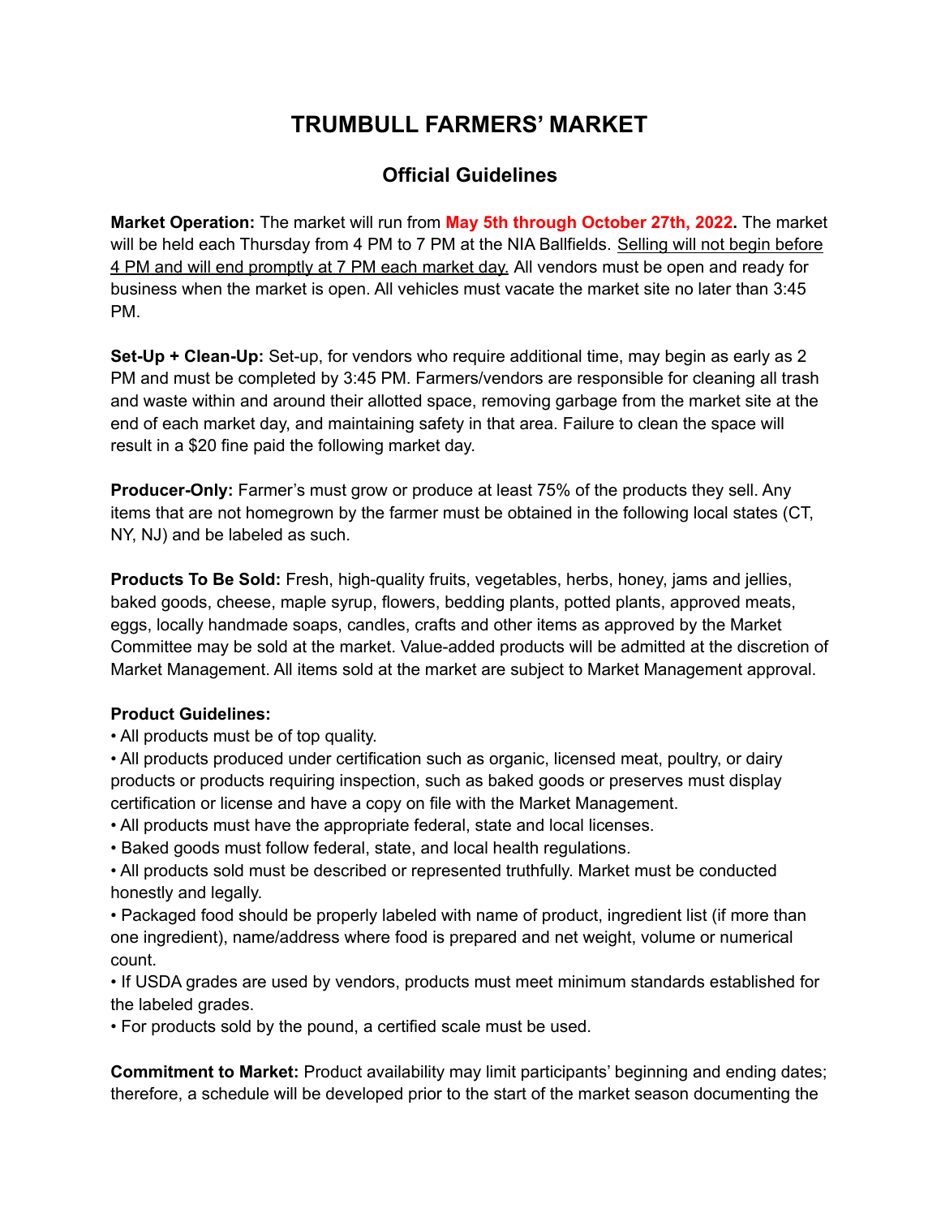# TRUMBULL FARMERS' MARKET

## Official Guidelines

**Market Operation:** The market will run from **May 5th through October 27th, 2022.** The market will be held each Thursday from 4 PM to 7 PM at the NIA Ballfields. Selling will not begin before 4 PM and will end promptly at 7 PM each market day. All vendors must be open and ready for business when the market is open. All vehicles must vacate the market site no later than 3:45 PM.

**Set-Up + Clean-Up:** Set-up, for vendors who require additional time, may begin as early as 2 PM and must be completed by 3:45 PM. Farmers/vendors are responsible for cleaning all trash and waste within and around their allotted space, removing garbage from the market site at the end of each market day, and maintaining safety in that area. Failure to clean the space will result in a $20 fine paid the following market day.

**Producer-Only:** Farmer's must grow or produce at least 75% of the products they sell. Any items that are not homegrown by the farmer must be obtained in the following local states (CT, NY, NJ) and be labeled as such.

**Products To Be Sold:** Fresh, high-quality fruits, vegetables, herbs, honey, jams and jellies, baked goods, cheese, maple syrup, flowers, bedding plants, potted plants, approved meats, eggs, locally handmade soaps, candles, crafts and other items as approved by the Market Committee may be sold at the market. Value-added products will be admitted at the discretion of Market Management. All items sold at the market are subject to Market Management approval.

**Product Guidelines:**

- All products must be of top quality.
- All products produced under certification such as organic, licensed meat, poultry, or dairy products or products requiring inspection, such as baked goods or preserves must display certification or license and have a copy on file with the Market Management.
- All products must have the appropriate federal, state and local licenses.
- Baked goods must follow federal, state, and local health regulations.
- All products sold must be described or represented truthfully. Market must be conducted honestly and legally.
- Packaged food should be properly labeled with name of product, ingredient list (if more than one ingredient), name/address where food is prepared and net weight, volume or numerical count.
- If USDA grades are used by vendors, products must meet minimum standards established for the labeled grades.
- For products sold by the pound, a certified scale must be used.

**Commitment to Market:** Product availability may limit participants' beginning and ending dates; therefore, a schedule will be developed prior to the start of the market season documenting the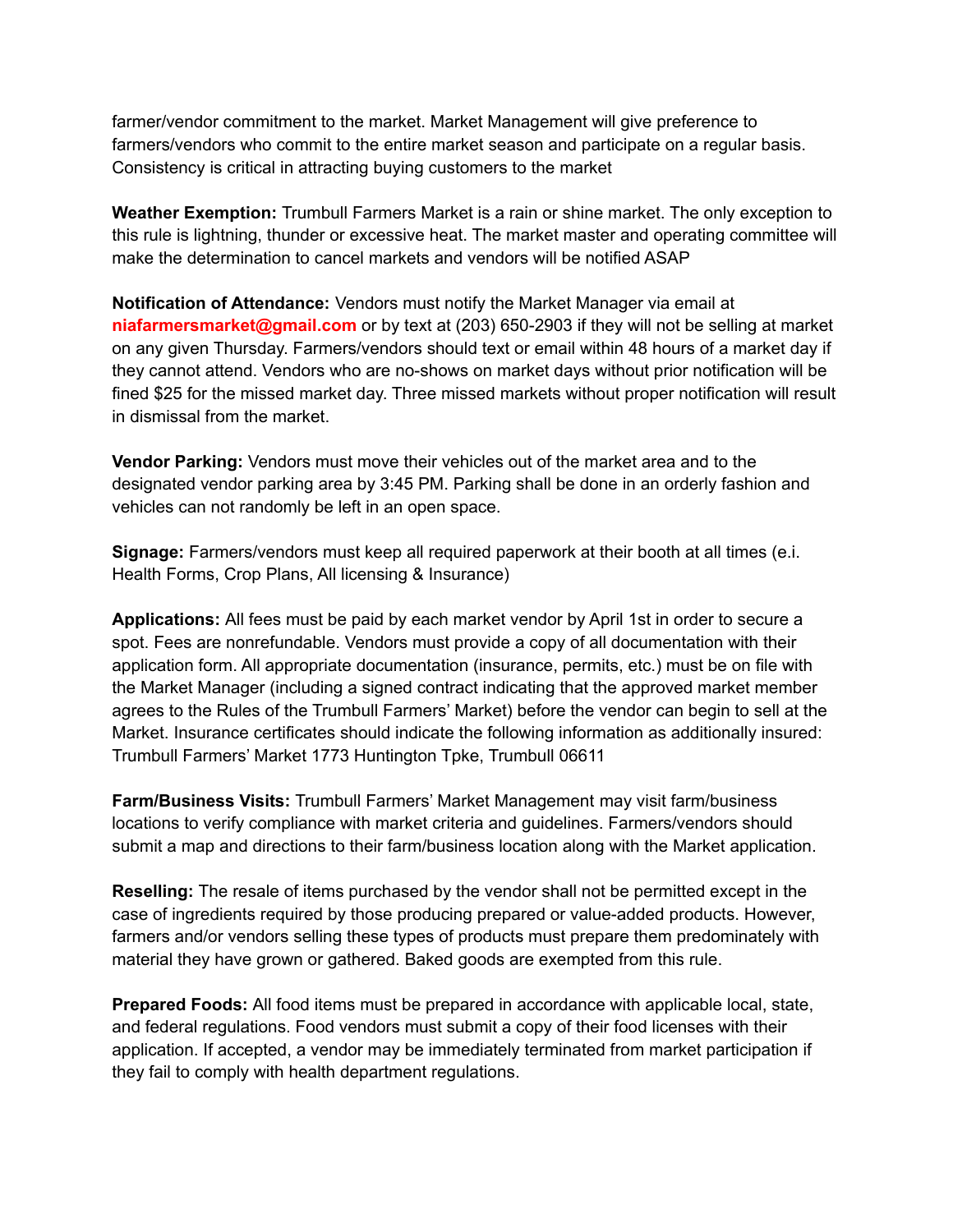farmer/vendor commitment to the market. Market Management will give preference to farmers/vendors who commit to the entire market season and participate on a regular basis. Consistency is critical in attracting buying customers to the market

**Weather Exemption:** Trumbull Farmers Market is a rain or shine market. The only exception to this rule is lightning, thunder or excessive heat. The market master and operating committee will make the determination to cancel markets and vendors will be notified ASAP

**Notification of Attendance:** Vendors must notify the Market Manager via email at **niafarmersmarket@gmail.com** or by text at (203) 650-2903 if they will not be selling at market on any given Thursday. Farmers/vendors should text or email within 48 hours of a market day if they cannot attend. Vendors who are no-shows on market days without prior notification will be fined $25 for the missed market day. Three missed markets without proper notification will result in dismissal from the market.

**Vendor Parking:** Vendors must move their vehicles out of the market area and to the designated vendor parking area by 3:45 PM. Parking shall be done in an orderly fashion and vehicles can not randomly be left in an open space.

**Signage:** Farmers/vendors must keep all required paperwork at their booth at all times (e.i. Health Forms, Crop Plans, All licensing & Insurance)

**Applications:** All fees must be paid by each market vendor by April 1st in order to secure a spot. Fees are nonrefundable. Vendors must provide a copy of all documentation with their application form. All appropriate documentation (insurance, permits, etc.) must be on file with the Market Manager (including a signed contract indicating that the approved market member agrees to the Rules of the Trumbull Farmers' Market) before the vendor can begin to sell at the Market. Insurance certificates should indicate the following information as additionally insured: Trumbull Farmers' Market 1773 Huntington Tpke, Trumbull 06611

**Farm/Business Visits:** Trumbull Farmers' Market Management may visit farm/business locations to verify compliance with market criteria and guidelines. Farmers/vendors should submit a map and directions to their farm/business location along with the Market application.

**Reselling:** The resale of items purchased by the vendor shall not be permitted except in the case of ingredients required by those producing prepared or value-added products. However, farmers and/or vendors selling these types of products must prepare them predominately with material they have grown or gathered. Baked goods are exempted from this rule.

**Prepared Foods:** All food items must be prepared in accordance with applicable local, state, and federal regulations. Food vendors must submit a copy of their food licenses with their application. If accepted, a vendor may be immediately terminated from market participation if they fail to comply with health department regulations.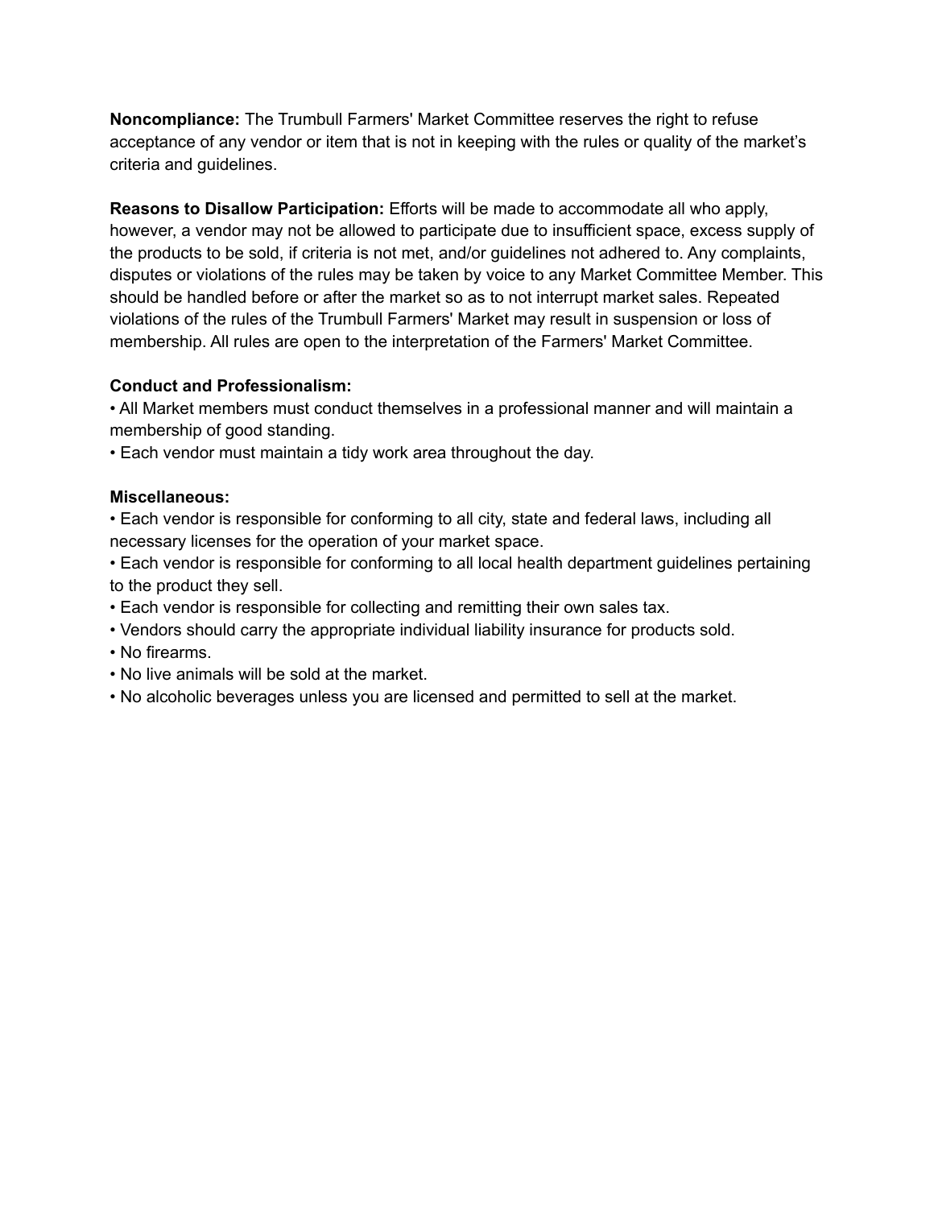**Noncompliance:** The Trumbull Farmers' Market Committee reserves the right to refuse acceptance of any vendor or item that is not in keeping with the rules or quality of the market's criteria and guidelines.

**Reasons to Disallow Participation:** Efforts will be made to accommodate all who apply, however, a vendor may not be allowed to participate due to insufficient space, excess supply of the products to be sold, if criteria is not met, and/or guidelines not adhered to. Any complaints, disputes or violations of the rules may be taken by voice to any Market Committee Member. This should be handled before or after the market so as to not interrupt market sales. Repeated violations of the rules of the Trumbull Farmers' Market may result in suspension or loss of membership. All rules are open to the interpretation of the Farmers' Market Committee.

**Conduct and Professionalism:**

- All Market members must conduct themselves in a professional manner and will maintain a membership of good standing.
- Each vendor must maintain a tidy work area throughout the day.

**Miscellaneous:**

- Each vendor is responsible for conforming to all city, state and federal laws, including all necessary licenses for the operation of your market space.
- Each vendor is responsible for conforming to all local health department guidelines pertaining to the product they sell.
- Each vendor is responsible for collecting and remitting their own sales tax.
- Vendors should carry the appropriate individual liability insurance for products sold.
- No firearms.
- No live animals will be sold at the market.
- No alcoholic beverages unless you are licensed and permitted to sell at the market.